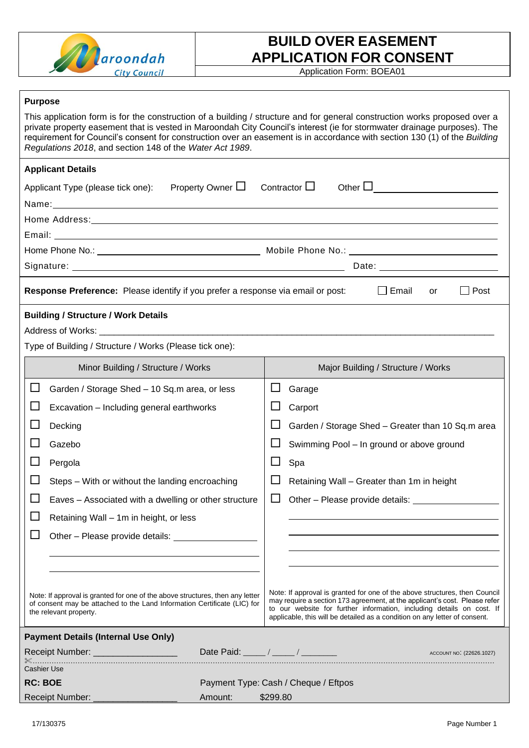Maroondah City Council

# BUILD OVER EASEMENT APPLICATION FOR CONSENT

Application Form: BOEA01

## Purpose

This application form is for the construction of a building / structure and for general construction works proposed over a private property easement that is vested in Maroondah City Council's interest (ie for stormwater drainage purposes). The requirement for Council's consent for construction over an easement is in accordance with section 130 (1) of the *Building Regulations 2018*, and section 148 of the *Water Act 1989*.

## Applicant Details

Applicant Type (please tick one): Property Owner ☐ Contractor ☐ Other ☐ ______________________

Name: ______________________________________________

Home Address: ______________________________________________

Email: ______________________________________________

Home Phone No.: ______________________ Mobile Phone No.: ______________________

Signature: ______________________________ Date: ______________________

**Response Preference:** Please identify if you prefer a response via email or post: ☐ Email or ☐ Post

## Building / Structure / Work Details

Address of Works: ______________________________________________

Type of Building / Structure / Works (Please tick one):

| Minor Building / Structure / Works | Major Building / Structure / Works |
|---|---|
| ☐ Garden / Storage Shed – 10 Sq.m area, or less | ☐ Garage |
| ☐ Excavation – Including general earthworks | ☐ Carport |
| ☐ Decking | ☐ Garden / Storage Shed – Greater than 10 Sq.m area |
| ☐ Gazebo | ☐ Swimming Pool – In ground or above ground |
| ☐ Pergola | ☐ Spa |
| ☐ Steps – With or without the landing encroaching | ☐ Retaining Wall – Greater than 1m in height |
| ☐ Eaves – Associated with a dwelling or other structure | ☐ Other – Please provide details: ______________ |
| ☐ Retaining Wall – 1m in height, or less | ______________ |
| ☐ Other – Please provide details: ______________ | ______________ |
| ______________ | ______________ |
| ______________ | ______________ |
| Note: If approval is granted for one of the above structures, then any letter of consent may be attached to the Land Information Certificate (LIC) for the relevant property. | Note: If approval is granted for one of the above structures, then Council may require a section 173 agreement, at the applicant's cost. Please refer to our website for further information, including details on cost. If applicable, this will be detailed as a condition on any letter of consent. |

## Payment Details (Internal Use Only)

Receipt Number: ______________ Date Paid: ____ / ____ / ______ ACCOUNT NO: (22626.1027)

✂ ............................................................................................................

Cashier Use

**RC: BOE** Payment Type: Cash / Cheque / Eftpos

Receipt Number: ______________ Amount: $299.80

17/130375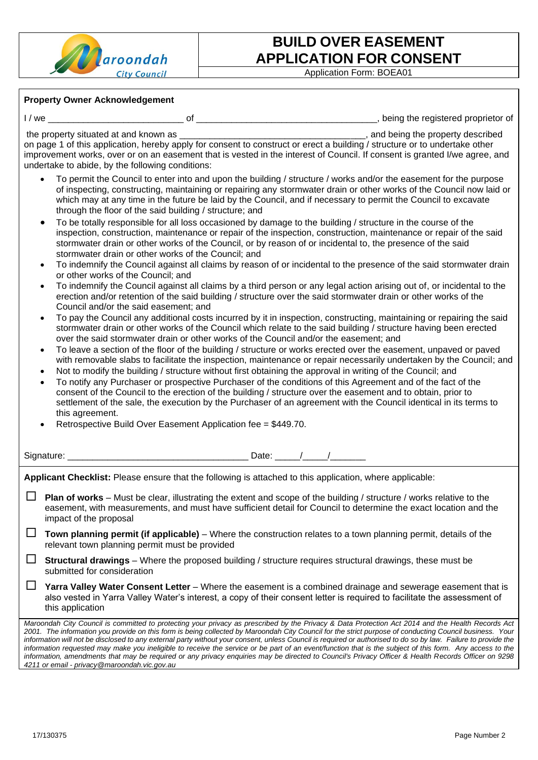# BUILD OVER EASEMENT APPLICATION FOR CONSENT

Application Form: BOEA01

**Property Owner Acknowledgement**

I / we ___________________________ of ____________________________________, being the registered proprietor of the property situated at and known as ____________________________________, and being the property described on page 1 of this application, hereby apply for consent to construct or erect a building / structure or to undertake other improvement works, over or on an easement that is vested in the interest of Council. If consent is granted I/we agree, and undertake to abide, by the following conditions:

- To permit the Council to enter into and upon the building / structure / works and/or the easement for the purpose of inspecting, constructing, maintaining or repairing any stormwater drain or other works of the Council now laid or which may at any time in the future be laid by the Council, and if necessary to permit the Council to excavate through the floor of the said building / structure; and
- To be totally responsible for all loss occasioned by damage to the building / structure in the course of the inspection, construction, maintenance or repair of the inspection, construction, maintenance or repair of the said stormwater drain or other works of the Council, or by reason of or incidental to, the presence of the said stormwater drain or other works of the Council; and
- To indemnify the Council against all claims by reason of or incidental to the presence of the said stormwater drain or other works of the Council; and
- To indemnify the Council against all claims by a third person or any legal action arising out of, or incidental to the erection and/or retention of the said building / structure over the said stormwater drain or other works of the Council and/or the said easement; and
- To pay the Council any additional costs incurred by it in inspection, constructing, maintaining or repairing the said stormwater drain or other works of the Council which relate to the said building / structure having been erected over the said stormwater drain or other works of the Council and/or the easement; and
- To leave a section of the floor of the building / structure or works erected over the easement, unpaved or paved with removable slabs to facilitate the inspection, maintenance or repair necessarily undertaken by the Council; and
- Not to modify the building / structure without first obtaining the approval in writing of the Council; and
- To notify any Purchaser or prospective Purchaser of the conditions of this Agreement and of the fact of the consent of the Council to the erection of the building / structure over the easement and to obtain, prior to settlement of the sale, the execution by the Purchaser of an agreement with the Council identical in its terms to this agreement.
- Retrospective Build Over Easement Application fee = $449.70.

Signature: ___________________________________ Date: _____/_____/_______

**Applicant Checklist:** Please ensure that the following is attached to this application, where applicable:

- ☐ **Plan of works** – Must be clear, illustrating the extent and scope of the building / structure / works relative to the easement, with measurements, and must have sufficient detail for Council to determine the exact location and the impact of the proposal
- ☐ **Town planning permit (if applicable)** – Where the construction relates to a town planning permit, details of the relevant town planning permit must be provided
- ☐ **Structural drawings** – Where the proposed building / structure requires structural drawings, these must be submitted for consideration
- ☐ **Yarra Valley Water Consent Letter** – Where the easement is a combined drainage and sewerage easement that is also vested in Yarra Valley Water's interest, a copy of their consent letter is required to facilitate the assessment of this application

*Maroondah City Council is committed to protecting your privacy as prescribed by the Privacy & Data Protection Act 2014 and the Health Records Act 2001. The information you provide on this form is being collected by Maroondah City Council for the strict purpose of conducting Council business. Your information will not be disclosed to any external party without your consent, unless Council is required or authorised to do so by law. Failure to provide the information requested may make you ineligible to receive the service or be part of an event/function that is the subject of this form. Any access to the information, amendments that may be required or any privacy enquiries may be directed to Council's Privacy Officer & Health Records Officer on 9298 4211 or email - privacy@maroondah.vic.gov.au*

17/130375